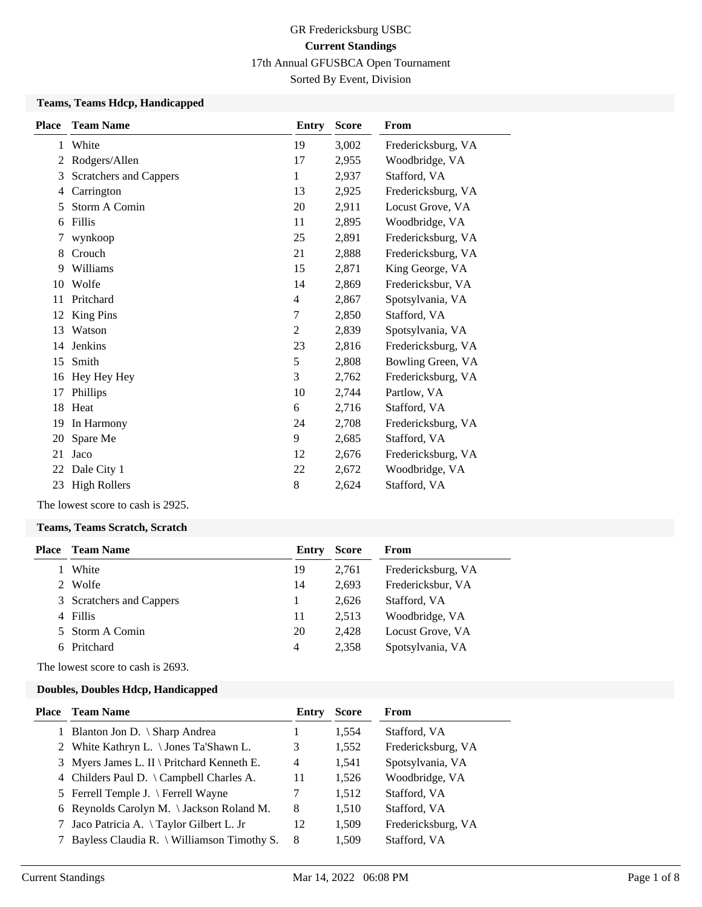# GR Fredericksburg USBC

## Current Standings

17th Annual GFUSBCA Open Tournament

Sorted By Event, Division

### Teams, Teams Hdcp, Handicapped

| Place | Team Name | Entry | Score | From |
|---|---|---|---|---|
| 1 | White | 19 | 3,002 | Fredericksburg, VA |
| 2 | Rodgers/Allen | 17 | 2,955 | Woodbridge, VA |
| 3 | Scratchers and Cappers | 1 | 2,937 | Stafford, VA |
| 4 | Carrington | 13 | 2,925 | Fredericksburg, VA |
| 5 | Storm A Comin | 20 | 2,911 | Locust Grove, VA |
| 6 | Fillis | 11 | 2,895 | Woodbridge, VA |
| 7 | wynkoop | 25 | 2,891 | Fredericksburg, VA |
| 8 | Crouch | 21 | 2,888 | Fredericksburg, VA |
| 9 | Williams | 15 | 2,871 | King George, VA |
| 10 | Wolfe | 14 | 2,869 | Fredericksbur, VA |
| 11 | Pritchard | 4 | 2,867 | Spotsylvania, VA |
| 12 | King Pins | 7 | 2,850 | Stafford, VA |
| 13 | Watson | 2 | 2,839 | Spotsylvania, VA |
| 14 | Jenkins | 23 | 2,816 | Fredericksburg, VA |
| 15 | Smith | 5 | 2,808 | Bowling Green, VA |
| 16 | Hey Hey Hey | 3 | 2,762 | Fredericksburg, VA |
| 17 | Phillips | 10 | 2,744 | Partlow, VA |
| 18 | Heat | 6 | 2,716 | Stafford, VA |
| 19 | In Harmony | 24 | 2,708 | Fredericksburg, VA |
| 20 | Spare Me | 9 | 2,685 | Stafford, VA |
| 21 | Jaco | 12 | 2,676 | Fredericksburg, VA |
| 22 | Dale City 1 | 22 | 2,672 | Woodbridge, VA |
| 23 | High Rollers | 8 | 2,624 | Stafford, VA |

The lowest score to cash is 2925.

### Teams, Teams Scratch, Scratch

| Place | Team Name | Entry | Score | From |
|---|---|---|---|---|
| 1 | White | 19 | 2,761 | Fredericksburg, VA |
| 2 | Wolfe | 14 | 2,693 | Fredericksbur, VA |
| 3 | Scratchers and Cappers | 1 | 2,626 | Stafford, VA |
| 4 | Fillis | 11 | 2,513 | Woodbridge, VA |
| 5 | Storm A Comin | 20 | 2,428 | Locust Grove, VA |
| 6 | Pritchard | 4 | 2,358 | Spotsylvania, VA |

The lowest score to cash is 2693.

### Doubles, Doubles Hdcp, Handicapped

| Place | Team Name | Entry | Score | From |
|---|---|---|---|---|
| 1 | Blanton Jon D. \ Sharp Andrea | 1 | 1,554 | Stafford, VA |
| 2 | White Kathryn L. \ Jones Ta'Shawn L. | 3 | 1,552 | Fredericksburg, VA |
| 3 | Myers James L. II \ Pritchard Kenneth E. | 4 | 1,541 | Spotsylvania, VA |
| 4 | Childers Paul D. \ Campbell Charles A. | 11 | 1,526 | Woodbridge, VA |
| 5 | Ferrell Temple J. \ Ferrell Wayne | 7 | 1,512 | Stafford, VA |
| 6 | Reynolds Carolyn M. \ Jackson Roland M. | 8 | 1,510 | Stafford, VA |
| 7 | Jaco Patricia A. \ Taylor Gilbert L. Jr | 12 | 1,509 | Fredericksburg, VA |
| 7 | Bayless Claudia R. \ Williamson Timothy S. | 8 | 1,509 | Stafford, VA |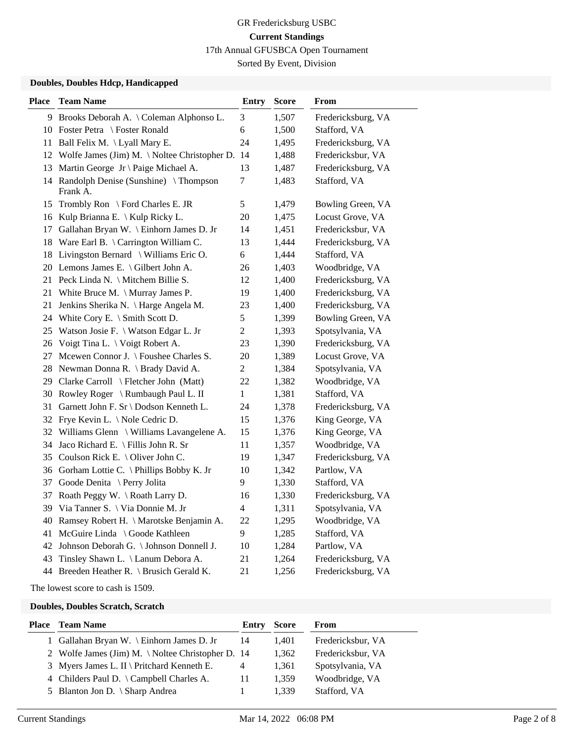GR Fredericksburg USBC

**Current Standings**

17th Annual GFUSBCA Open Tournament

Sorted By Event, Division

### Doubles, Doubles Hdcp, Handicapped

| Place | Team Name | Entry | Score | From |
|---|---|---|---|---|
| 9 | Brooks Deborah A. \ Coleman Alphonso L. | 3 | 1,507 | Fredericksburg, VA |
| 10 | Foster Petra \ Foster Ronald | 6 | 1,500 | Stafford, VA |
| 11 | Ball Felix M. \ Lyall Mary E. | 24 | 1,495 | Fredericksburg, VA |
| 12 | Wolfe James (Jim) M. \ Noltee Christopher D. | 14 | 1,488 | Fredericksbur, VA |
| 13 | Martin George Jr \ Paige Michael A. | 13 | 1,487 | Fredericksburg, VA |
| 14 | Randolph Denise (Sunshine) \ Thompson Frank A. | 7 | 1,483 | Stafford, VA |
| 15 | Trombly Ron \ Ford Charles E. JR | 5 | 1,479 | Bowling Green, VA |
| 16 | Kulp Brianna E. \ Kulp Ricky L. | 20 | 1,475 | Locust Grove, VA |
| 17 | Gallahan Bryan W. \ Einhorn James D. Jr | 14 | 1,451 | Fredericksbur, VA |
| 18 | Ware Earl B. \ Carrington William C. | 13 | 1,444 | Fredericksburg, VA |
| 18 | Livingston Bernard \ Williams Eric O. | 6 | 1,444 | Stafford, VA |
| 20 | Lemons James E. \ Gilbert John A. | 26 | 1,403 | Woodbridge, VA |
| 21 | Peck Linda N. \ Mitchem Billie S. | 12 | 1,400 | Fredericksburg, VA |
| 21 | White Bruce M. \ Murray James P. | 19 | 1,400 | Fredericksburg, VA |
| 21 | Jenkins Sherika N. \ Harge Angela M. | 23 | 1,400 | Fredericksburg, VA |
| 24 | White Cory E. \ Smith Scott D. | 5 | 1,399 | Bowling Green, VA |
| 25 | Watson Josie F. \ Watson Edgar L. Jr | 2 | 1,393 | Spotsylvania, VA |
| 26 | Voigt Tina L. \ Voigt Robert A. | 23 | 1,390 | Fredericksburg, VA |
| 27 | Mcewen Connor J. \ Foushee Charles S. | 20 | 1,389 | Locust Grove, VA |
| 28 | Newman Donna R. \ Brady David A. | 2 | 1,384 | Spotsylvania, VA |
| 29 | Clarke Carroll \ Fletcher John (Matt) | 22 | 1,382 | Woodbridge, VA |
| 30 | Rowley Roger \ Rumbaugh Paul L. II | 1 | 1,381 | Stafford, VA |
| 31 | Garnett John F. Sr \ Dodson Kenneth L. | 24 | 1,378 | Fredericksburg, VA |
| 32 | Frye Kevin L. \ Nole Cedric D. | 15 | 1,376 | King George, VA |
| 32 | Williams Glenn \ Williams Lavangelene A. | 15 | 1,376 | King George, VA |
| 34 | Jaco Richard E. \ Fillis John R. Sr | 11 | 1,357 | Woodbridge, VA |
| 35 | Coulson Rick E. \ Oliver John C. | 19 | 1,347 | Fredericksburg, VA |
| 36 | Gorham Lottie C. \ Phillips Bobby K. Jr | 10 | 1,342 | Partlow, VA |
| 37 | Goode Denita \ Perry Jolita | 9 | 1,330 | Stafford, VA |
| 37 | Roath Peggy W. \ Roath Larry D. | 16 | 1,330 | Fredericksburg, VA |
| 39 | Via Tanner S. \ Via Donnie M. Jr | 4 | 1,311 | Spotsylvania, VA |
| 40 | Ramsey Robert H. \ Marotske Benjamin A. | 22 | 1,295 | Woodbridge, VA |
| 41 | McGuire Linda \ Goode Kathleen | 9 | 1,285 | Stafford, VA |
| 42 | Johnson Deborah G. \ Johnson Donnell J. | 10 | 1,284 | Partlow, VA |
| 43 | Tinsley Shawn L. \ Lanum Debora A. | 21 | 1,264 | Fredericksburg, VA |
| 44 | Breeden Heather R. \ Brusich Gerald K. | 21 | 1,256 | Fredericksburg, VA |

The lowest score to cash is 1509.

### Doubles, Doubles Scratch, Scratch

| Place | Team Name | Entry | Score | From |
|---|---|---|---|---|
| 1 | Gallahan Bryan W. \ Einhorn James D. Jr | 14 | 1,401 | Fredericksbur, VA |
| 2 | Wolfe James (Jim) M. \ Noltee Christopher D. | 14 | 1,362 | Fredericksbur, VA |
| 3 | Myers James L. II \ Pritchard Kenneth E. | 4 | 1,361 | Spotsylvania, VA |
| 4 | Childers Paul D. \ Campbell Charles A. | 11 | 1,359 | Woodbridge, VA |
| 5 | Blanton Jon D. \ Sharp Andrea | 1 | 1,339 | Stafford, VA |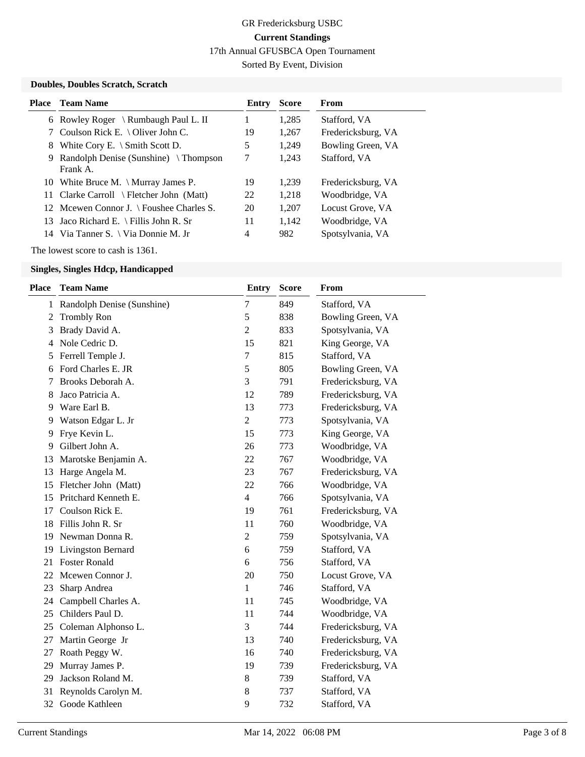GR Fredericksburg USBC

**Current Standings**

17th Annual GFUSBCA Open Tournament

Sorted By Event, Division

### Doubles, Doubles Scratch, Scratch

| Place | Team Name | Entry | Score | From |
|---|---|---|---|---|
| 6 | Rowley Roger \ Rumbaugh Paul L. II | 1 | 1,285 | Stafford, VA |
| 7 | Coulson Rick E. \ Oliver John C. | 19 | 1,267 | Fredericksburg, VA |
| 8 | White Cory E. \ Smith Scott D. | 5 | 1,249 | Bowling Green, VA |
| 9 | Randolph Denise (Sunshine) \ Thompson Frank A. | 7 | 1,243 | Stafford, VA |
| 10 | White Bruce M. \ Murray James P. | 19 | 1,239 | Fredericksburg, VA |
| 11 | Clarke Carroll \ Fletcher John (Matt) | 22 | 1,218 | Woodbridge, VA |
| 12 | Mcewen Connor J. \ Foushee Charles S. | 20 | 1,207 | Locust Grove, VA |
| 13 | Jaco Richard E. \ Fillis John R. Sr | 11 | 1,142 | Woodbridge, VA |
| 14 | Via Tanner S. \ Via Donnie M. Jr | 4 | 982 | Spotsylvania, VA |

The lowest score to cash is 1361.

### Singles, Singles Hdcp, Handicapped

| Place | Team Name | Entry | Score | From |
|---|---|---|---|---|
| 1 | Randolph Denise (Sunshine) | 7 | 849 | Stafford, VA |
| 2 | Trombly Ron | 5 | 838 | Bowling Green, VA |
| 3 | Brady David A. | 2 | 833 | Spotsylvania, VA |
| 4 | Nole Cedric D. | 15 | 821 | King George, VA |
| 5 | Ferrell Temple J. | 7 | 815 | Stafford, VA |
| 6 | Ford Charles E. JR | 5 | 805 | Bowling Green, VA |
| 7 | Brooks Deborah A. | 3 | 791 | Fredericksburg, VA |
| 8 | Jaco Patricia A. | 12 | 789 | Fredericksburg, VA |
| 9 | Ware Earl B. | 13 | 773 | Fredericksburg, VA |
| 9 | Watson Edgar L. Jr | 2 | 773 | Spotsylvania, VA |
| 9 | Frye Kevin L. | 15 | 773 | King George, VA |
| 9 | Gilbert John A. | 26 | 773 | Woodbridge, VA |
| 13 | Marotske Benjamin A. | 22 | 767 | Woodbridge, VA |
| 13 | Harge Angela M. | 23 | 767 | Fredericksburg, VA |
| 15 | Fletcher John (Matt) | 22 | 766 | Woodbridge, VA |
| 15 | Pritchard Kenneth E. | 4 | 766 | Spotsylvania, VA |
| 17 | Coulson Rick E. | 19 | 761 | Fredericksburg, VA |
| 18 | Fillis John R. Sr | 11 | 760 | Woodbridge, VA |
| 19 | Newman Donna R. | 2 | 759 | Spotsylvania, VA |
| 19 | Livingston Bernard | 6 | 759 | Stafford, VA |
| 21 | Foster Ronald | 6 | 756 | Stafford, VA |
| 22 | Mcewen Connor J. | 20 | 750 | Locust Grove, VA |
| 23 | Sharp Andrea | 1 | 746 | Stafford, VA |
| 24 | Campbell Charles A. | 11 | 745 | Woodbridge, VA |
| 25 | Childers Paul D. | 11 | 744 | Woodbridge, VA |
| 25 | Coleman Alphonso L. | 3 | 744 | Fredericksburg, VA |
| 27 | Martin George Jr | 13 | 740 | Fredericksburg, VA |
| 27 | Roath Peggy W. | 16 | 740 | Fredericksburg, VA |
| 29 | Murray James P. | 19 | 739 | Fredericksburg, VA |
| 29 | Jackson Roland M. | 8 | 739 | Stafford, VA |
| 31 | Reynolds Carolyn M. | 8 | 737 | Stafford, VA |
| 32 | Goode Kathleen | 9 | 732 | Stafford, VA |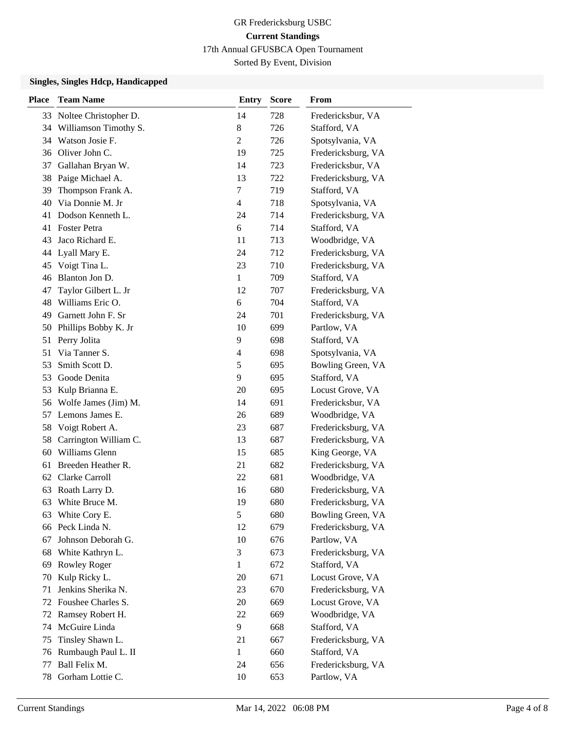GR Fredericksburg USBC

**Current Standings**

17th Annual GFUSBCA Open Tournament

Sorted By Event, Division

### Singles, Singles Hdcp, Handicapped

| Place | Team Name | Entry | Score | From |
|---|---|---|---|---|
| 33 | Noltee Christopher D. | 14 | 728 | Fredericksbur, VA |
| 34 | Williamson Timothy S. | 8 | 726 | Stafford, VA |
| 34 | Watson Josie F. | 2 | 726 | Spotsylvania, VA |
| 36 | Oliver John C. | 19 | 725 | Fredericksburg, VA |
| 37 | Gallahan Bryan W. | 14 | 723 | Fredericksbur, VA |
| 38 | Paige Michael A. | 13 | 722 | Fredericksburg, VA |
| 39 | Thompson Frank A. | 7 | 719 | Stafford, VA |
| 40 | Via Donnie M. Jr | 4 | 718 | Spotsylvania, VA |
| 41 | Dodson Kenneth L. | 24 | 714 | Fredericksburg, VA |
| 41 | Foster Petra | 6 | 714 | Stafford, VA |
| 43 | Jaco Richard E. | 11 | 713 | Woodbridge, VA |
| 44 | Lyall Mary E. | 24 | 712 | Fredericksburg, VA |
| 45 | Voigt Tina L. | 23 | 710 | Fredericksburg, VA |
| 46 | Blanton Jon D. | 1 | 709 | Stafford, VA |
| 47 | Taylor Gilbert L. Jr | 12 | 707 | Fredericksburg, VA |
| 48 | Williams Eric O. | 6 | 704 | Stafford, VA |
| 49 | Garnett John F. Sr | 24 | 701 | Fredericksburg, VA |
| 50 | Phillips Bobby K. Jr | 10 | 699 | Partlow, VA |
| 51 | Perry Jolita | 9 | 698 | Stafford, VA |
| 51 | Via Tanner S. | 4 | 698 | Spotsylvania, VA |
| 53 | Smith Scott D. | 5 | 695 | Bowling Green, VA |
| 53 | Goode Denita | 9 | 695 | Stafford, VA |
| 53 | Kulp Brianna E. | 20 | 695 | Locust Grove, VA |
| 56 | Wolfe James (Jim) M. | 14 | 691 | Fredericksbur, VA |
| 57 | Lemons James E. | 26 | 689 | Woodbridge, VA |
| 58 | Voigt Robert A. | 23 | 687 | Fredericksburg, VA |
| 58 | Carrington William C. | 13 | 687 | Fredericksburg, VA |
| 60 | Williams Glenn | 15 | 685 | King George, VA |
| 61 | Breeden Heather R. | 21 | 682 | Fredericksburg, VA |
| 62 | Clarke Carroll | 22 | 681 | Woodbridge, VA |
| 63 | Roath Larry D. | 16 | 680 | Fredericksburg, VA |
| 63 | White Bruce M. | 19 | 680 | Fredericksburg, VA |
| 63 | White Cory E. | 5 | 680 | Bowling Green, VA |
| 66 | Peck Linda N. | 12 | 679 | Fredericksburg, VA |
| 67 | Johnson Deborah G. | 10 | 676 | Partlow, VA |
| 68 | White Kathryn L. | 3 | 673 | Fredericksburg, VA |
| 69 | Rowley Roger | 1 | 672 | Stafford, VA |
| 70 | Kulp Ricky L. | 20 | 671 | Locust Grove, VA |
| 71 | Jenkins Sherika N. | 23 | 670 | Fredericksburg, VA |
| 72 | Foushee Charles S. | 20 | 669 | Locust Grove, VA |
| 72 | Ramsey Robert H. | 22 | 669 | Woodbridge, VA |
| 74 | McGuire Linda | 9 | 668 | Stafford, VA |
| 75 | Tinsley Shawn L. | 21 | 667 | Fredericksburg, VA |
| 76 | Rumbaugh Paul L. II | 1 | 660 | Stafford, VA |
| 77 | Ball Felix M. | 24 | 656 | Fredericksburg, VA |
| 78 | Gorham Lottie C. | 10 | 653 | Partlow, VA |

Current Standings Mar 14, 2022 06:08 PM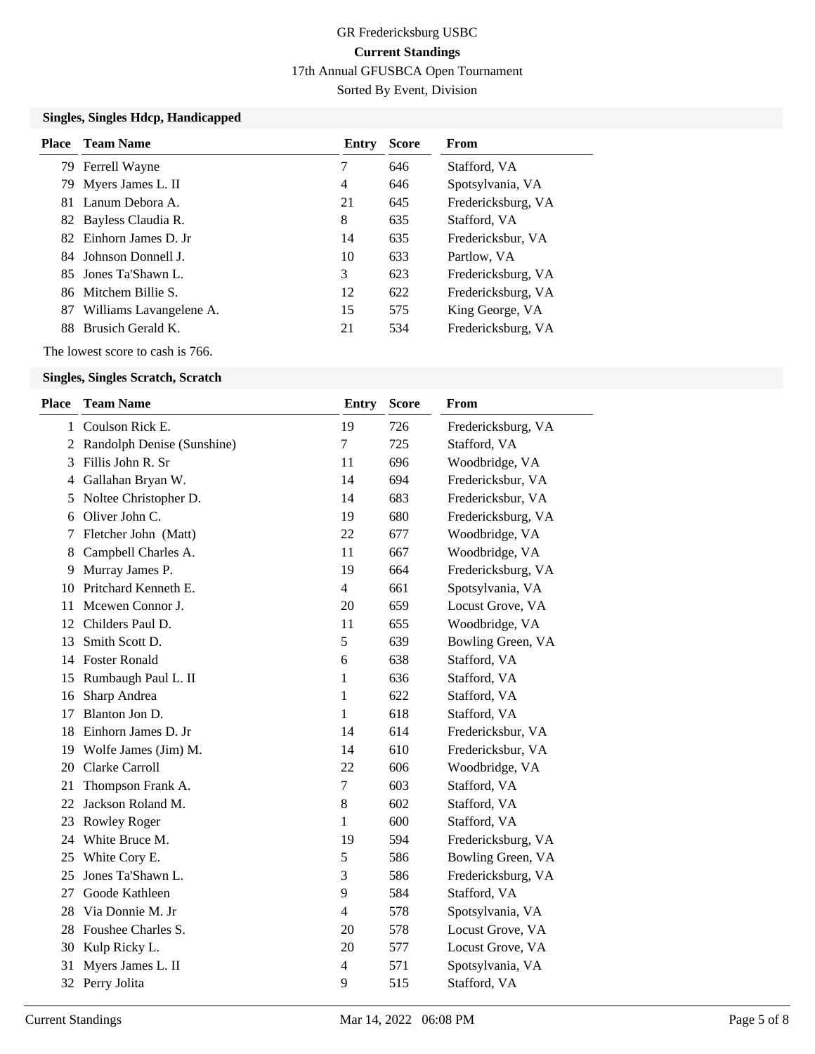GR Fredericksburg USBC

**Current Standings**

17th Annual GFUSBCA Open Tournament

Sorted By Event, Division

### Singles, Singles Hdcp, Handicapped

| Place | Team Name | Entry | Score | From |
|---|---|---|---|---|
| 79 | Ferrell Wayne | 7 | 646 | Stafford, VA |
| 79 | Myers James L. II | 4 | 646 | Spotsylvania, VA |
| 81 | Lanum Debora A. | 21 | 645 | Fredericksburg, VA |
| 82 | Bayless Claudia R. | 8 | 635 | Stafford, VA |
| 82 | Einhorn James D. Jr | 14 | 635 | Fredericksbur, VA |
| 84 | Johnson Donnell J. | 10 | 633 | Partlow, VA |
| 85 | Jones Ta'Shawn L. | 3 | 623 | Fredericksburg, VA |
| 86 | Mitchem Billie S. | 12 | 622 | Fredericksburg, VA |
| 87 | Williams Lavangelene A. | 15 | 575 | King George, VA |
| 88 | Brusich Gerald K. | 21 | 534 | Fredericksburg, VA |

The lowest score to cash is 766.

### Singles, Singles Scratch, Scratch

| Place | Team Name | Entry | Score | From |
|---|---|---|---|---|
| 1 | Coulson Rick E. | 19 | 726 | Fredericksburg, VA |
| 2 | Randolph Denise (Sunshine) | 7 | 725 | Stafford, VA |
| 3 | Fillis John R. Sr | 11 | 696 | Woodbridge, VA |
| 4 | Gallahan Bryan W. | 14 | 694 | Fredericksbur, VA |
| 5 | Noltee Christopher D. | 14 | 683 | Fredericksbur, VA |
| 6 | Oliver John C. | 19 | 680 | Fredericksburg, VA |
| 7 | Fletcher John (Matt) | 22 | 677 | Woodbridge, VA |
| 8 | Campbell Charles A. | 11 | 667 | Woodbridge, VA |
| 9 | Murray James P. | 19 | 664 | Fredericksburg, VA |
| 10 | Pritchard Kenneth E. | 4 | 661 | Spotsylvania, VA |
| 11 | Mcewen Connor J. | 20 | 659 | Locust Grove, VA |
| 12 | Childers Paul D. | 11 | 655 | Woodbridge, VA |
| 13 | Smith Scott D. | 5 | 639 | Bowling Green, VA |
| 14 | Foster Ronald | 6 | 638 | Stafford, VA |
| 15 | Rumbaugh Paul L. II | 1 | 636 | Stafford, VA |
| 16 | Sharp Andrea | 1 | 622 | Stafford, VA |
| 17 | Blanton Jon D. | 1 | 618 | Stafford, VA |
| 18 | Einhorn James D. Jr | 14 | 614 | Fredericksbur, VA |
| 19 | Wolfe James (Jim) M. | 14 | 610 | Fredericksbur, VA |
| 20 | Clarke Carroll | 22 | 606 | Woodbridge, VA |
| 21 | Thompson Frank A. | 7 | 603 | Stafford, VA |
| 22 | Jackson Roland M. | 8 | 602 | Stafford, VA |
| 23 | Rowley Roger | 1 | 600 | Stafford, VA |
| 24 | White Bruce M. | 19 | 594 | Fredericksburg, VA |
| 25 | White Cory E. | 5 | 586 | Bowling Green, VA |
| 25 | Jones Ta'Shawn L. | 3 | 586 | Fredericksburg, VA |
| 27 | Goode Kathleen | 9 | 584 | Stafford, VA |
| 28 | Via Donnie M. Jr | 4 | 578 | Spotsylvania, VA |
| 28 | Foushee Charles S. | 20 | 578 | Locust Grove, VA |
| 30 | Kulp Ricky L. | 20 | 577 | Locust Grove, VA |
| 31 | Myers James L. II | 4 | 571 | Spotsylvania, VA |
| 32 | Perry Jolita | 9 | 515 | Stafford, VA |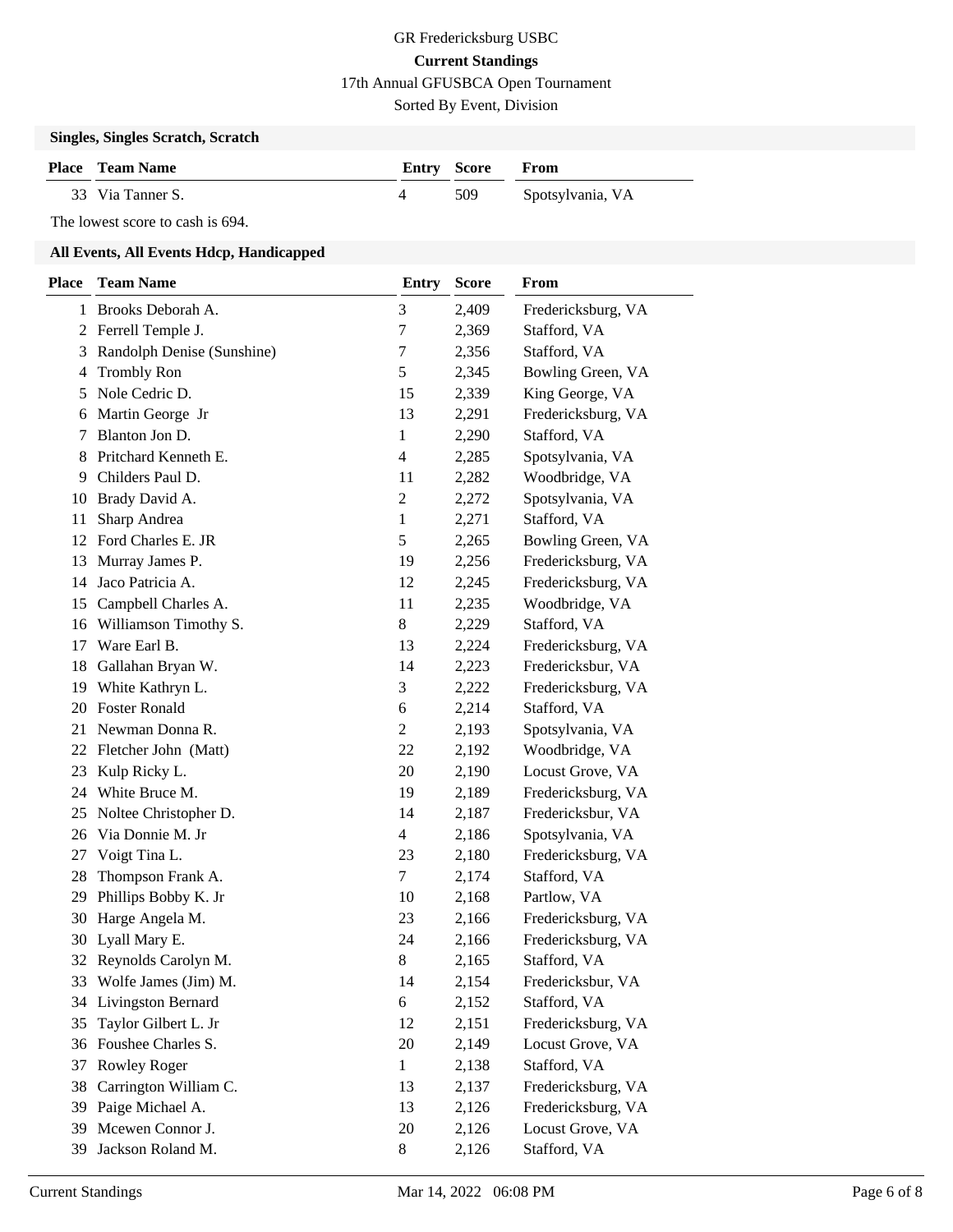GR Fredericksburg USBC

**Current Standings**

17th Annual GFUSBCA Open Tournament

Sorted By Event, Division

### Singles, Singles Scratch, Scratch

| Place | Team Name | Entry | Score | From |
|---|---|---|---|---|
| 33 | Via Tanner S. | 4 | 509 | Spotsylvania, VA |

The lowest score to cash is 694.

### All Events, All Events Hdcp, Handicapped

| Place | Team Name | Entry | Score | From |
|---|---|---|---|---|
| 1 | Brooks Deborah A. | 3 | 2,409 | Fredericksburg, VA |
| 2 | Ferrell Temple J. | 7 | 2,369 | Stafford, VA |
| 3 | Randolph Denise (Sunshine) | 7 | 2,356 | Stafford, VA |
| 4 | Trombly Ron | 5 | 2,345 | Bowling Green, VA |
| 5 | Nole Cedric D. | 15 | 2,339 | King George, VA |
| 6 | Martin George Jr | 13 | 2,291 | Fredericksburg, VA |
| 7 | Blanton Jon D. | 1 | 2,290 | Stafford, VA |
| 8 | Pritchard Kenneth E. | 4 | 2,285 | Spotsylvania, VA |
| 9 | Childers Paul D. | 11 | 2,282 | Woodbridge, VA |
| 10 | Brady David A. | 2 | 2,272 | Spotsylvania, VA |
| 11 | Sharp Andrea | 1 | 2,271 | Stafford, VA |
| 12 | Ford Charles E. JR | 5 | 2,265 | Bowling Green, VA |
| 13 | Murray James P. | 19 | 2,256 | Fredericksburg, VA |
| 14 | Jaco Patricia A. | 12 | 2,245 | Fredericksburg, VA |
| 15 | Campbell Charles A. | 11 | 2,235 | Woodbridge, VA |
| 16 | Williamson Timothy S. | 8 | 2,229 | Stafford, VA |
| 17 | Ware Earl B. | 13 | 2,224 | Fredericksburg, VA |
| 18 | Gallahan Bryan W. | 14 | 2,223 | Fredericksbur, VA |
| 19 | White Kathryn L. | 3 | 2,222 | Fredericksburg, VA |
| 20 | Foster Ronald | 6 | 2,214 | Stafford, VA |
| 21 | Newman Donna R. | 2 | 2,193 | Spotsylvania, VA |
| 22 | Fletcher John (Matt) | 22 | 2,192 | Woodbridge, VA |
| 23 | Kulp Ricky L. | 20 | 2,190 | Locust Grove, VA |
| 24 | White Bruce M. | 19 | 2,189 | Fredericksburg, VA |
| 25 | Noltee Christopher D. | 14 | 2,187 | Fredericksbur, VA |
| 26 | Via Donnie M. Jr | 4 | 2,186 | Spotsylvania, VA |
| 27 | Voigt Tina L. | 23 | 2,180 | Fredericksburg, VA |
| 28 | Thompson Frank A. | 7 | 2,174 | Stafford, VA |
| 29 | Phillips Bobby K. Jr | 10 | 2,168 | Partlow, VA |
| 30 | Harge Angela M. | 23 | 2,166 | Fredericksburg, VA |
| 30 | Lyall Mary E. | 24 | 2,166 | Fredericksburg, VA |
| 32 | Reynolds Carolyn M. | 8 | 2,165 | Stafford, VA |
| 33 | Wolfe James (Jim) M. | 14 | 2,154 | Fredericksbur, VA |
| 34 | Livingston Bernard | 6 | 2,152 | Stafford, VA |
| 35 | Taylor Gilbert L. Jr | 12 | 2,151 | Fredericksburg, VA |
| 36 | Foushee Charles S. | 20 | 2,149 | Locust Grove, VA |
| 37 | Rowley Roger | 1 | 2,138 | Stafford, VA |
| 38 | Carrington William C. | 13 | 2,137 | Fredericksburg, VA |
| 39 | Paige Michael A. | 13 | 2,126 | Fredericksburg, VA |
| 39 | Mcewen Connor J. | 20 | 2,126 | Locust Grove, VA |
| 39 | Jackson Roland M. | 8 | 2,126 | Stafford, VA |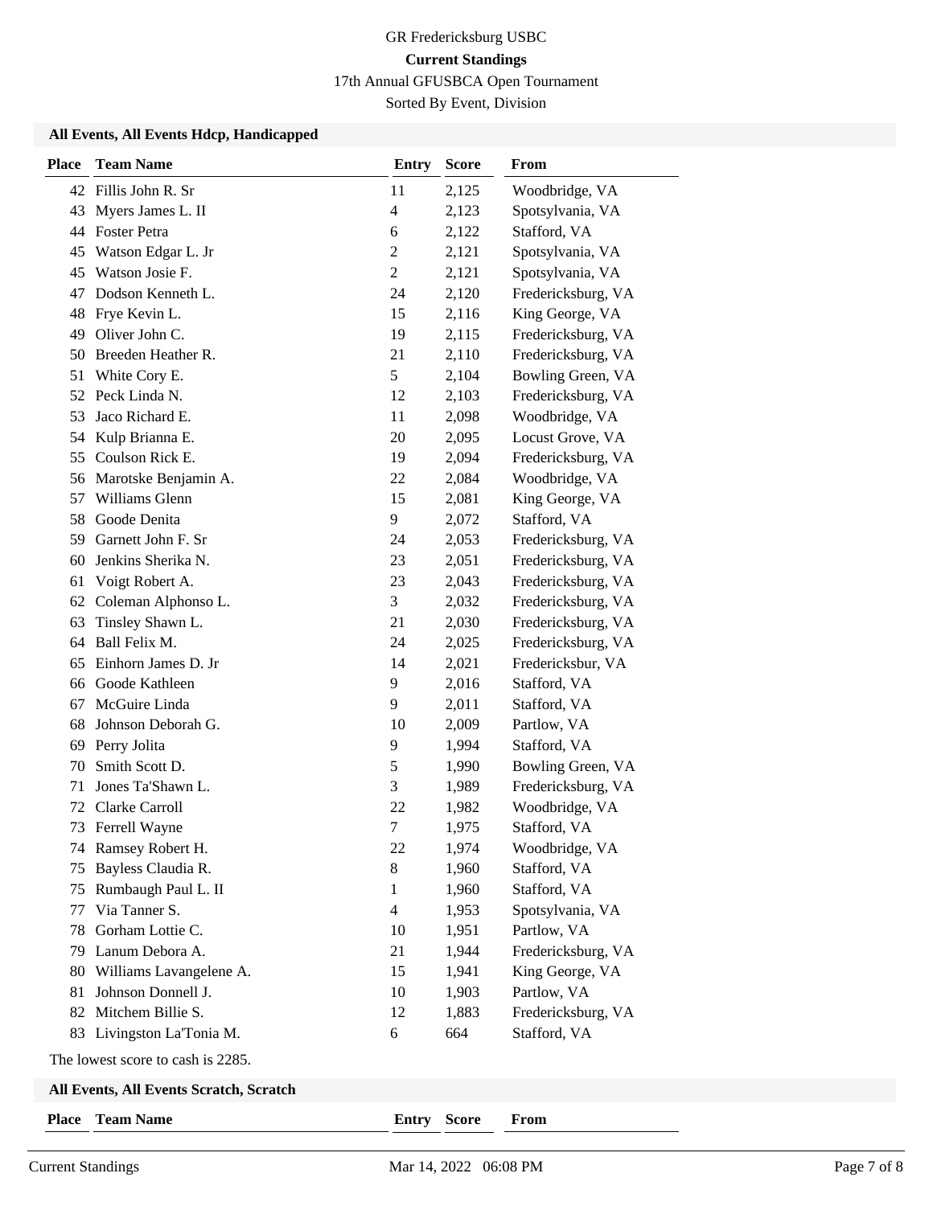GR Fredericksburg USBC

**Current Standings**

17th Annual GFUSBCA Open Tournament

Sorted By Event, Division

### All Events, All Events Hdcp, Handicapped

| Place | Team Name | Entry | Score | From |
|---|---|---|---|---|
| 42 | Fillis John R. Sr | 11 | 2,125 | Woodbridge, VA |
| 43 | Myers James L. II | 4 | 2,123 | Spotsylvania, VA |
| 44 | Foster Petra | 6 | 2,122 | Stafford, VA |
| 45 | Watson Edgar L. Jr | 2 | 2,121 | Spotsylvania, VA |
| 45 | Watson Josie F. | 2 | 2,121 | Spotsylvania, VA |
| 47 | Dodson Kenneth L. | 24 | 2,120 | Fredericksburg, VA |
| 48 | Frye Kevin L. | 15 | 2,116 | King George, VA |
| 49 | Oliver John C. | 19 | 2,115 | Fredericksburg, VA |
| 50 | Breeden Heather R. | 21 | 2,110 | Fredericksburg, VA |
| 51 | White Cory E. | 5 | 2,104 | Bowling Green, VA |
| 52 | Peck Linda N. | 12 | 2,103 | Fredericksburg, VA |
| 53 | Jaco Richard E. | 11 | 2,098 | Woodbridge, VA |
| 54 | Kulp Brianna E. | 20 | 2,095 | Locust Grove, VA |
| 55 | Coulson Rick E. | 19 | 2,094 | Fredericksburg, VA |
| 56 | Marotske Benjamin A. | 22 | 2,084 | Woodbridge, VA |
| 57 | Williams Glenn | 15 | 2,081 | King George, VA |
| 58 | Goode Denita | 9 | 2,072 | Stafford, VA |
| 59 | Garnett John F. Sr | 24 | 2,053 | Fredericksburg, VA |
| 60 | Jenkins Sherika N. | 23 | 2,051 | Fredericksburg, VA |
| 61 | Voigt Robert A. | 23 | 2,043 | Fredericksburg, VA |
| 62 | Coleman Alphonso L. | 3 | 2,032 | Fredericksburg, VA |
| 63 | Tinsley Shawn L. | 21 | 2,030 | Fredericksburg, VA |
| 64 | Ball Felix M. | 24 | 2,025 | Fredericksburg, VA |
| 65 | Einhorn James D. Jr | 14 | 2,021 | Fredericksbur, VA |
| 66 | Goode Kathleen | 9 | 2,016 | Stafford, VA |
| 67 | McGuire Linda | 9 | 2,011 | Stafford, VA |
| 68 | Johnson Deborah G. | 10 | 2,009 | Partlow, VA |
| 69 | Perry Jolita | 9 | 1,994 | Stafford, VA |
| 70 | Smith Scott D. | 5 | 1,990 | Bowling Green, VA |
| 71 | Jones Ta'Shawn L. | 3 | 1,989 | Fredericksburg, VA |
| 72 | Clarke Carroll | 22 | 1,982 | Woodbridge, VA |
| 73 | Ferrell Wayne | 7 | 1,975 | Stafford, VA |
| 74 | Ramsey Robert H. | 22 | 1,974 | Woodbridge, VA |
| 75 | Bayless Claudia R. | 8 | 1,960 | Stafford, VA |
| 75 | Rumbaugh Paul L. II | 1 | 1,960 | Stafford, VA |
| 77 | Via Tanner S. | 4 | 1,953 | Spotsylvania, VA |
| 78 | Gorham Lottie C. | 10 | 1,951 | Partlow, VA |
| 79 | Lanum Debora A. | 21 | 1,944 | Fredericksburg, VA |
| 80 | Williams Lavangelene A. | 15 | 1,941 | King George, VA |
| 81 | Johnson Donnell J. | 10 | 1,903 | Partlow, VA |
| 82 | Mitchem Billie S. | 12 | 1,883 | Fredericksburg, VA |
| 83 | Livingston La'Tonia M. | 6 | 664 | Stafford, VA |

The lowest score to cash is 2285.

### All Events, All Events Scratch, Scratch

| Place | Team Name | Entry | Score | From |
|---|---|---|---|---|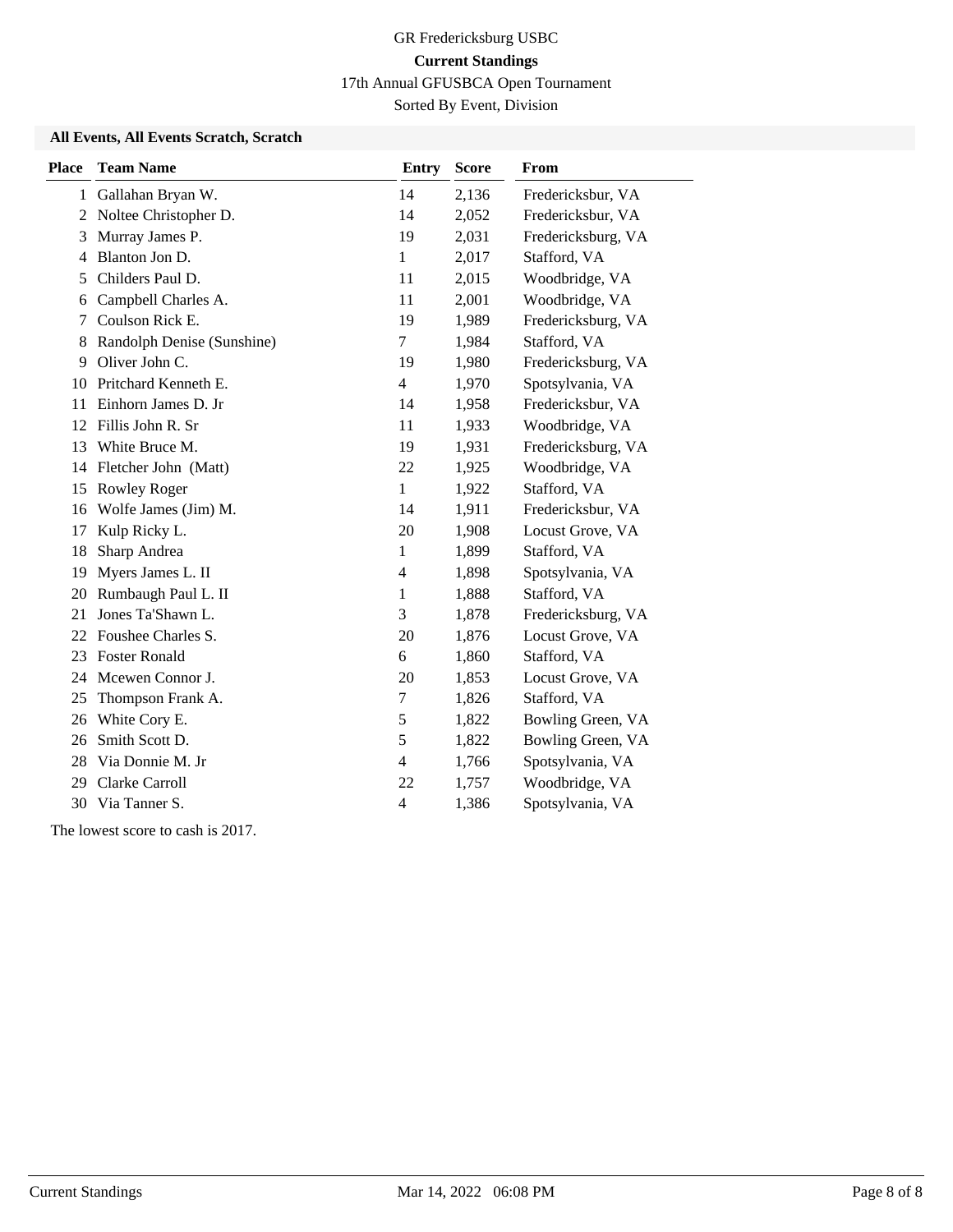GR Fredericksburg USBC

**Current Standings**

17th Annual GFUSBCA Open Tournament

Sorted By Event, Division

### All Events, All Events Scratch, Scratch

| Place | Team Name | Entry | Score | From |
|---|---|---|---|---|
| 1 | Gallahan Bryan W. | 14 | 2,136 | Fredericksbur, VA |
| 2 | Noltee Christopher D. | 14 | 2,052 | Fredericksbur, VA |
| 3 | Murray James P. | 19 | 2,031 | Fredericksburg, VA |
| 4 | Blanton Jon D. | 1 | 2,017 | Stafford, VA |
| 5 | Childers Paul D. | 11 | 2,015 | Woodbridge, VA |
| 6 | Campbell Charles A. | 11 | 2,001 | Woodbridge, VA |
| 7 | Coulson Rick E. | 19 | 1,989 | Fredericksburg, VA |
| 8 | Randolph Denise (Sunshine) | 7 | 1,984 | Stafford, VA |
| 9 | Oliver John C. | 19 | 1,980 | Fredericksburg, VA |
| 10 | Pritchard Kenneth E. | 4 | 1,970 | Spotsylvania, VA |
| 11 | Einhorn James D. Jr | 14 | 1,958 | Fredericksbur, VA |
| 12 | Fillis John R. Sr | 11 | 1,933 | Woodbridge, VA |
| 13 | White Bruce M. | 19 | 1,931 | Fredericksburg, VA |
| 14 | Fletcher John (Matt) | 22 | 1,925 | Woodbridge, VA |
| 15 | Rowley Roger | 1 | 1,922 | Stafford, VA |
| 16 | Wolfe James (Jim) M. | 14 | 1,911 | Fredericksbur, VA |
| 17 | Kulp Ricky L. | 20 | 1,908 | Locust Grove, VA |
| 18 | Sharp Andrea | 1 | 1,899 | Stafford, VA |
| 19 | Myers James L. II | 4 | 1,898 | Spotsylvania, VA |
| 20 | Rumbaugh Paul L. II | 1 | 1,888 | Stafford, VA |
| 21 | Jones Ta'Shawn L. | 3 | 1,878 | Fredericksburg, VA |
| 22 | Foushee Charles S. | 20 | 1,876 | Locust Grove, VA |
| 23 | Foster Ronald | 6 | 1,860 | Stafford, VA |
| 24 | Mcewen Connor J. | 20 | 1,853 | Locust Grove, VA |
| 25 | Thompson Frank A. | 7 | 1,826 | Stafford, VA |
| 26 | White Cory E. | 5 | 1,822 | Bowling Green, VA |
| 26 | Smith Scott D. | 5 | 1,822 | Bowling Green, VA |
| 28 | Via Donnie M. Jr | 4 | 1,766 | Spotsylvania, VA |
| 29 | Clarke Carroll | 22 | 1,757 | Woodbridge, VA |
| 30 | Via Tanner S. | 4 | 1,386 | Spotsylvania, VA |

The lowest score to cash is 2017.